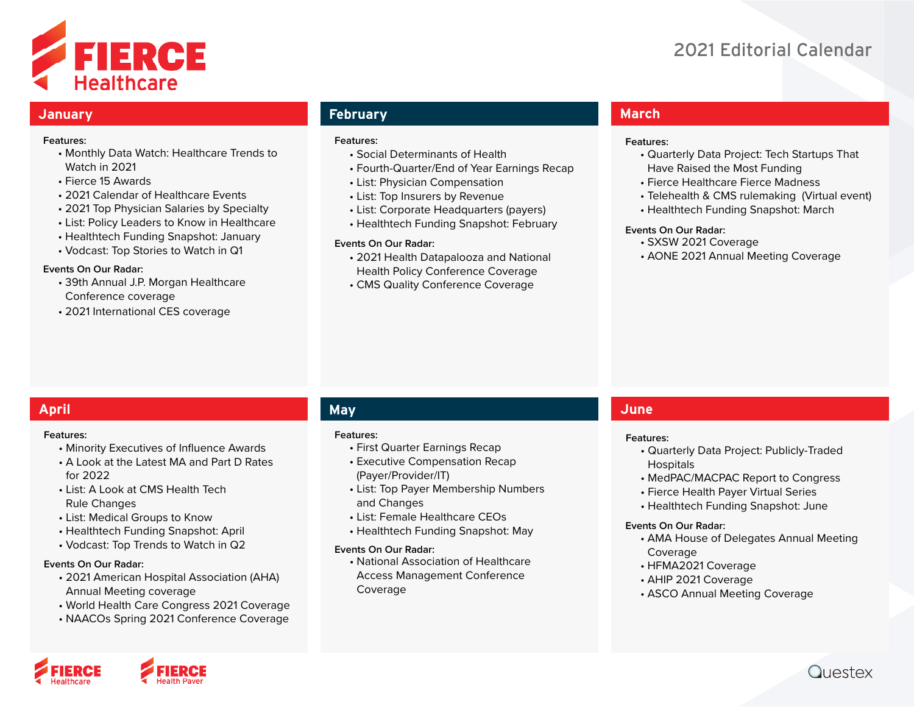# FIERCE Healthcare

## 2021 Editorial Calendar

## January

**Features:**

- Monthly Data Watch: Healthcare Trends to Watch in 2021
- Fierce 15 Awards
- 2021 Calendar of Healthcare Events
- 2021 Top Physician Salaries by Specialty
- List: Policy Leaders to Know in Healthcare
- Healthtech Funding Snapshot: January
- Vodcast: Top Stories to Watch in Q1

**Events On Our Radar:**

- 39th Annual J.P. Morgan Healthcare Conference coverage
- 2021 International CES coverage

## February

**Features:**

- Social Determinants of Health
- Fourth-Quarter/End of Year Earnings Recap
- List: Physician Compensation
- List: Top Insurers by Revenue
- List: Corporate Headquarters (payers)
- Healthtech Funding Snapshot: February

**Events On Our Radar:**

- 2021 Health Datapalooza and National Health Policy Conference Coverage
- CMS Quality Conference Coverage

## March

**Features:**

- Quarterly Data Project: Tech Startups That Have Raised the Most Funding
- Fierce Healthcare Fierce Madness
- Telehealth & CMS rulemaking (Virtual event)
- Healthtech Funding Snapshot: March

**Events On Our Radar:**

- SXSW 2021 Coverage
- AONE 2021 Annual Meeting Coverage

## April

**Features:**

- Minority Executives of Influence Awards
- A Look at the Latest MA and Part D Rates for 2022
- List: A Look at CMS Health Tech Rule Changes
- List: Medical Groups to Know
- Healthtech Funding Snapshot: April
- Vodcast: Top Trends to Watch in Q2

**Events On Our Radar:**

- 2021 American Hospital Association (AHA) Annual Meeting coverage
- World Health Care Congress 2021 Coverage
- NAACOs Spring 2021 Conference Coverage

## May

**Features:**

- First Quarter Earnings Recap
- Executive Compensation Recap (Payer/Provider/IT)
- List: Top Payer Membership Numbers and Changes
- List: Female Healthcare CEOs
- Healthtech Funding Snapshot: May

**Events On Our Radar:**

- National Association of Healthcare Access Management Conference Coverage

## June

**Features:**

- Quarterly Data Project: Publicly-Traded Hospitals
- MedPAC/MACPAC Report to Congress
- Fierce Health Payer Virtual Series
- Healthtech Funding Snapshot: June

**Events On Our Radar:**

- AMA House of Delegates Annual Meeting Coverage
- HFMA2021 Coverage
- AHIP 2021 Coverage
- ASCO Annual Meeting Coverage

FIERCE Healthcare | FIERCE Health Payer | Questex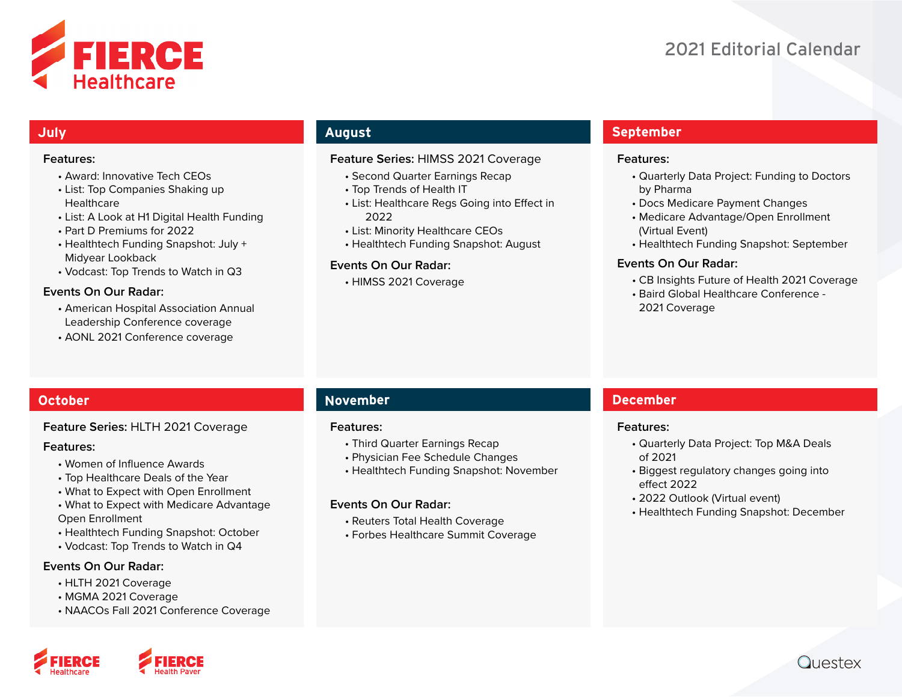# FIERCE Healthcare

## 2021 Editorial Calendar

## July

**Features:**

- Award: Innovative Tech CEOs
- List: Top Companies Shaking up Healthcare
- List: A Look at H1 Digital Health Funding
- Part D Premiums for 2022
- Healthtech Funding Snapshot: July + Midyear Lookback
- Vodcast: Top Trends to Watch in Q3

**Events On Our Radar:**

- American Hospital Association Annual Leadership Conference coverage
- AONL 2021 Conference coverage

## August

**Feature Series:** HIMSS 2021 Coverage

- Second Quarter Earnings Recap
- Top Trends of Health IT
- List: Healthcare Regs Going into Effect in 2022
- List: Minority Healthcare CEOs
- Healthtech Funding Snapshot: August

**Events On Our Radar:**

- HIMSS 2021 Coverage

## September

**Features:**

- Quarterly Data Project: Funding to Doctors by Pharma
- Docs Medicare Payment Changes
- Medicare Advantage/Open Enrollment (Virtual Event)
- Healthtech Funding Snapshot: September

**Events On Our Radar:**

- CB Insights Future of Health 2021 Coverage
- Baird Global Healthcare Conference - 2021 Coverage

## October

**Feature Series:** HLTH 2021 Coverage

**Features:**

- Women of Influence Awards
- Top Healthcare Deals of the Year
- What to Expect with Open Enrollment
- What to Expect with Medicare Advantage Open Enrollment
- Healthtech Funding Snapshot: October
- Vodcast: Top Trends to Watch in Q4

**Events On Our Radar:**

- HLTH 2021 Coverage
- MGMA 2021 Coverage
- NAACOs Fall 2021 Conference Coverage

## November

**Features:**

- Third Quarter Earnings Recap
- Physician Fee Schedule Changes
- Healthtech Funding Snapshot: November

**Events On Our Radar:**

- Reuters Total Health Coverage
- Forbes Healthcare Summit Coverage

## December

**Features:**

- Quarterly Data Project: Top M&A Deals of 2021
- Biggest regulatory changes going into effect 2022
- 2022 Outlook (Virtual event)
- Healthtech Funding Snapshot: December

FIERCE Healthcare | FIERCE Health Payer | Questex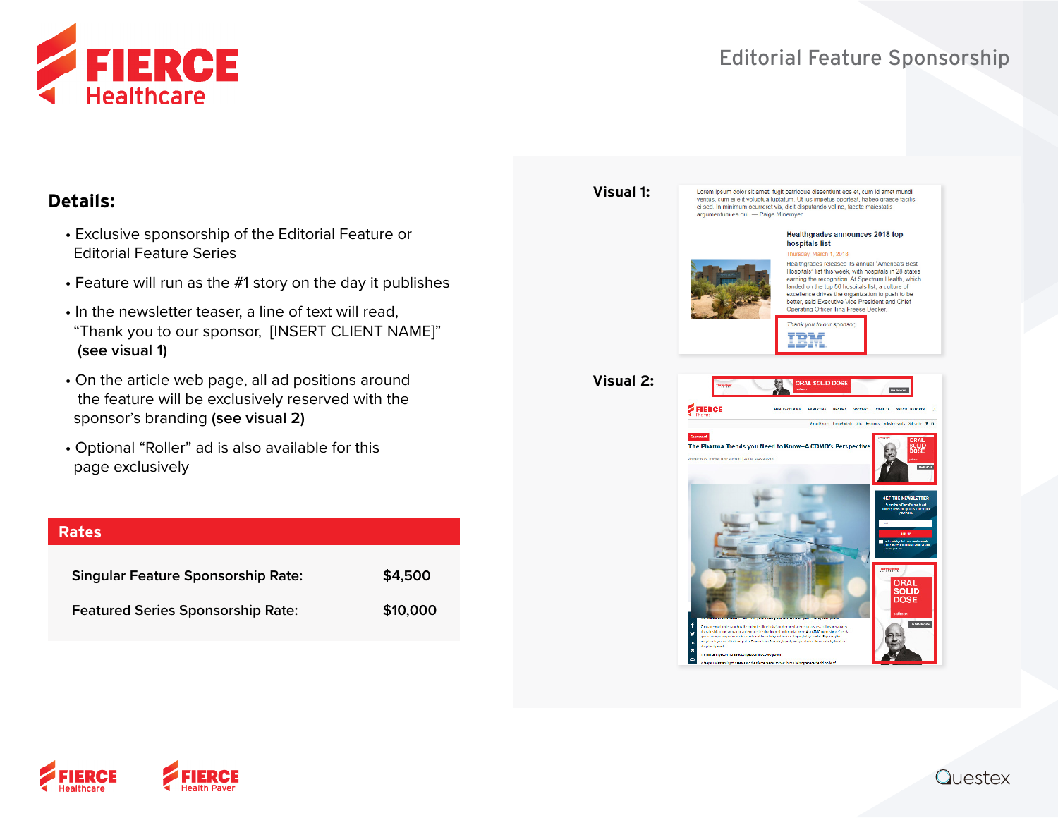# FIERCE Healthcare

## Editorial Feature Sponsorship

### Details:

- Exclusive sponsorship of the Editorial Feature or Editorial Feature Series
- Feature will run as the #1 story on the day it publishes
- In the newsletter teaser, a line of text will read, "Thank you to our sponsor, [INSERT CLIENT NAME]" **(see visual 1)**
- On the article web page, all ad positions around the feature will be exclusively reserved with the sponsor's branding **(see visual 2)**
- Optional "Roller" ad is also available for this page exclusively

### Rates

| | |
|---|---|
| Singular Feature Sponsorship Rate: | $4,500 |
| Featured Series Sponsorship Rate: | $10,000 |

**Visual 1:**

**Visual 2:**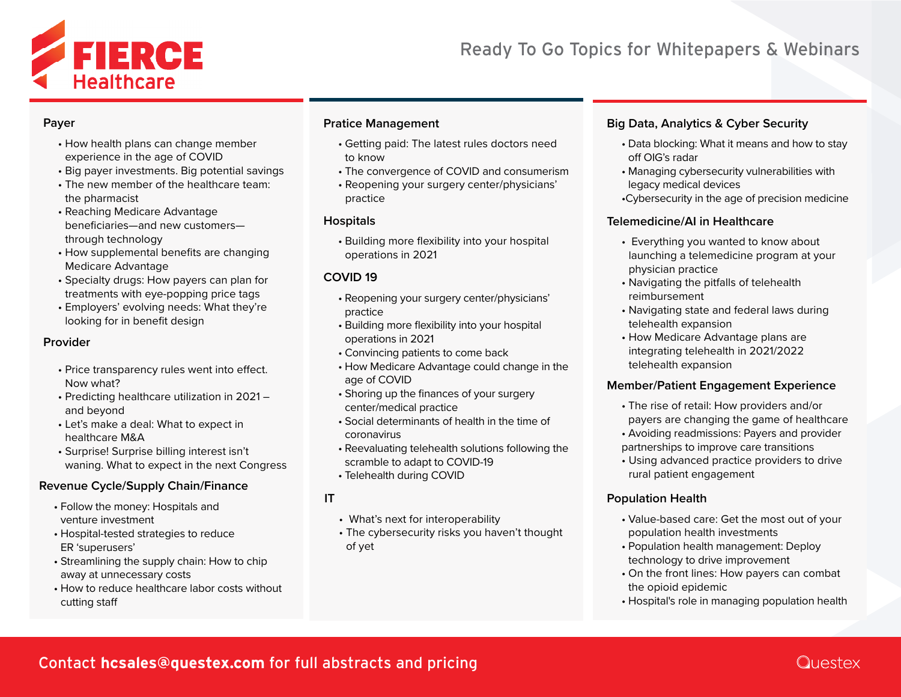# FIERCE Healthcare

## Ready To Go Topics for Whitepapers & Webinars

### Payer

- How health plans can change member experience in the age of COVID
- Big payer investments. Big potential savings
- The new member of the healthcare team: the pharmacist
- Reaching Medicare Advantage beneficiaries—and new customers—through technology
- How supplemental benefits are changing Medicare Advantage
- Specialty drugs: How payers can plan for treatments with eye-popping price tags
- Employers' evolving needs: What they're looking for in benefit design

### Provider

- Price transparency rules went into effect. Now what?
- Predicting healthcare utilization in 2021 – and beyond
- Let's make a deal: What to expect in healthcare M&A
- Surprise! Surprise billing interest isn't waning. What to expect in the next Congress

### Revenue Cycle/Supply Chain/Finance

- Follow the money: Hospitals and venture investment
- Hospital-tested strategies to reduce ER 'superusers'
- Streamlining the supply chain: How to chip away at unnecessary costs
- How to reduce healthcare labor costs without cutting staff

### Pratice Management

- Getting paid: The latest rules doctors need to know
- The convergence of COVID and consumerism
- Reopening your surgery center/physicians' practice

### Hospitals

- Building more flexibility into your hospital operations in 2021

### COVID 19

- Reopening your surgery center/physicians' practice
- Building more flexibility into your hospital operations in 2021
- Convincing patients to come back
- How Medicare Advantage could change in the age of COVID
- Shoring up the finances of your surgery center/medical practice
- Social determinants of health in the time of coronavirus
- Reevaluating telehealth solutions following the scramble to adapt to COVID-19
- Telehealth during COVID

### IT

- What's next for interoperability
- The cybersecurity risks you haven't thought of yet

### Big Data, Analytics & Cyber Security

- Data blocking: What it means and how to stay off OIG's radar
- Managing cybersecurity vulnerabilities with legacy medical devices
- Cybersecurity in the age of precision medicine

### Telemedicine/AI in Healthcare

- Everything you wanted to know about launching a telemedicine program at your physician practice
- Navigating the pitfalls of telehealth reimbursement
- Navigating state and federal laws during telehealth expansion
- How Medicare Advantage plans are integrating telehealth in 2021/2022 telehealth expansion

### Member/Patient Engagement Experience

- The rise of retail: How providers and/or payers are changing the game of healthcare
- Avoiding readmissions: Payers and provider partnerships to improve care transitions
- Using advanced practice providers to drive rural patient engagement

### Population Health

- Value-based care: Get the most out of your population health investments
- Population health management: Deploy technology to drive improvement
- On the front lines: How payers can combat the opioid epidemic
- Hospital's role in managing population health

Contact **hcsales@questex.com** for full abstracts and pricing

Questex